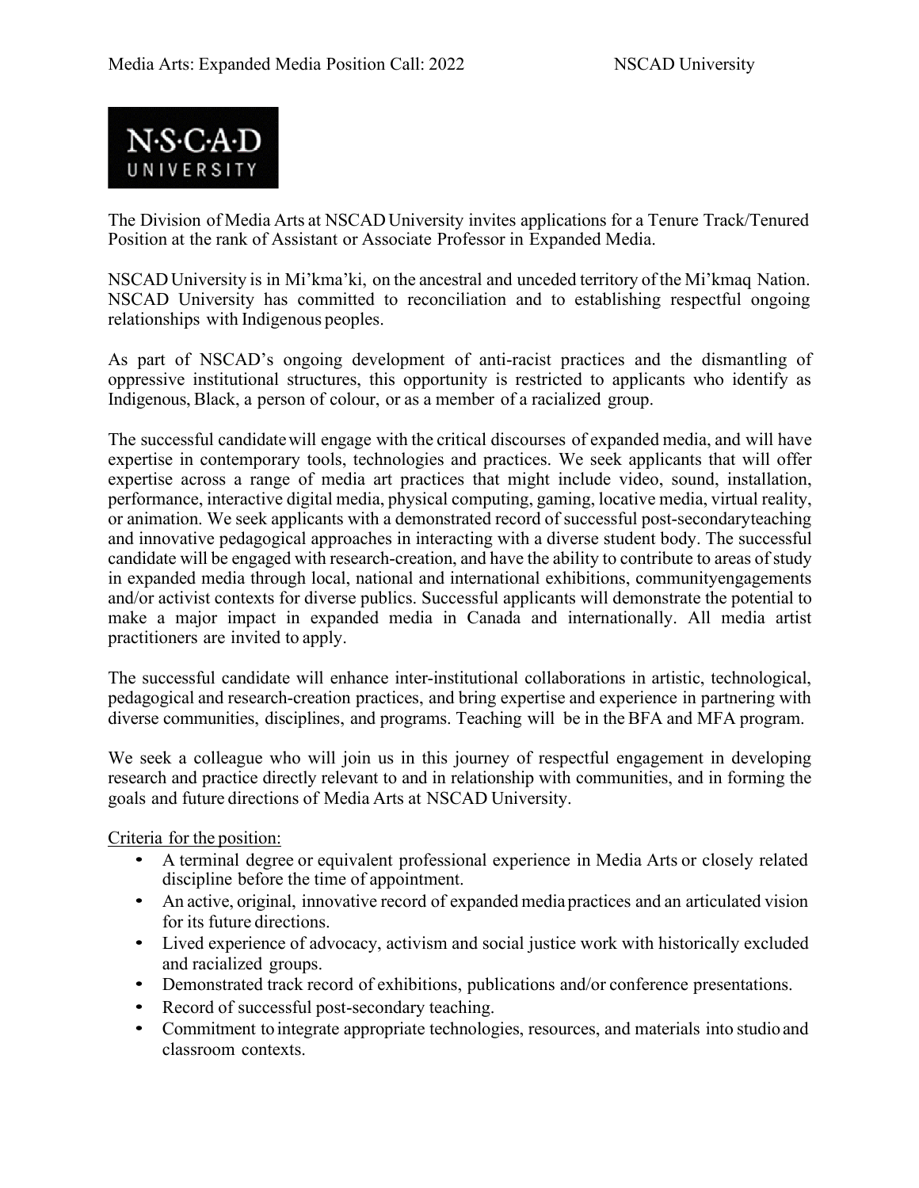The Division of Media Arts at NSCAD University invites applications for a Tenure Track/Tenured Position at the rank of Assistant or Associate Professor in Expanded Media.

NSCAD University is in Mi'kma'ki, on the ancestral and unceded territory of the Mi'kmaq Nation. NSCAD University has committed to reconciliation and to establishing respectful ongoing relationships with Indigenous peoples.

As part of NSCAD's ongoing development of anti-racist practices and the dismantling of oppressive institutional structures, this opportunity is restricted to applicants who identify as Indigenous, Black, a person of colour, or as a member of a racialized group.

The successful candidate will engage with the critical discourses of expanded media, and will have expertise in contemporary tools, technologies and practices. We seek applicants that will offer expertise across a range of media art practices that might include video, sound, installation, performance, interactive digital media, physical computing, gaming, locative media, virtual reality, or animation. We seek applicants with a demonstrated record of successful post-secondaryteaching and innovative pedagogical approaches in interacting with a diverse student body. The successful candidate will be engaged with research-creation, and have the ability to contribute to areas of study in expanded media through local, national and international exhibitions, communityengagements and/or activist contexts for diverse publics. Successful applicants will demonstrate the potential to make a major impact in expanded media in Canada and internationally. All media artist practitioners are invited to apply.

The successful candidate will enhance inter-institutional collaborations in artistic, technological, pedagogical and research-creation practices, and bring expertise and experience in partnering with diverse communities, disciplines, and programs. Teaching will be in the BFA and MFA program.

We seek a colleague who will join us in this journey of respectful engagement in developing research and practice directly relevant to and in relationship with communities, and in forming the goals and future directions of Media Arts at NSCAD University.

Criteria for the position:

- A terminal degree or equivalent professional experience in Media Arts or closely related discipline before the time of appointment.
- An active, original, innovative record of expanded media practices and an articulated vision for its future directions.
- Lived experience of advocacy, activism and social justice work with historically excluded and racialized groups.
- Demonstrated track record of exhibitions, publications and/or conference presentations.
- Record of successful post-secondary teaching.
- Commitment to integrate appropriate technologies, resources, and materials into studio and classroom contexts.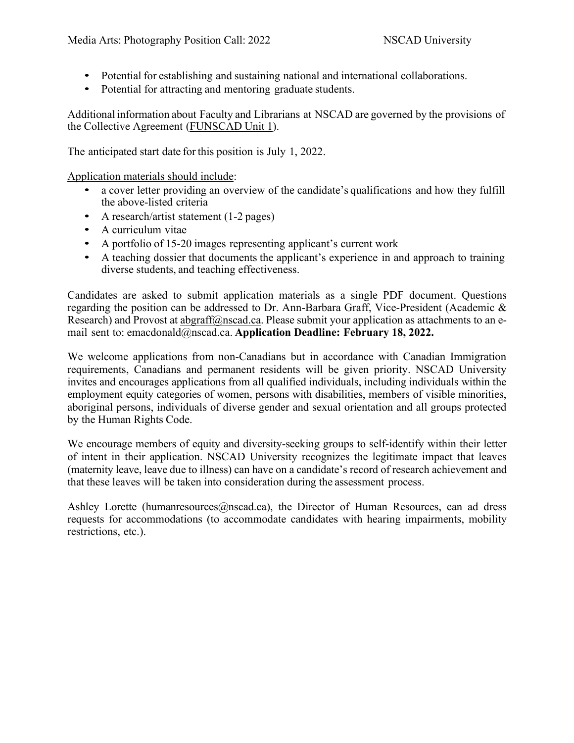- Potential for establishing and sustaining national and international collaborations.
- Potential for attracting and mentoring graduate students.

Additional information about Faculty and Librarians at NSCAD are governed by the provisions of the Collective Agreement (FUNSCAD Unit 1).

The anticipated start date for this position is July 1, 2022.

Application materials should include:

- a cover letter providing an overview of the candidate's qualifications and how they fulfill the above-listed criteria
- A research/artist statement (1-2 pages)
- A curriculum vitae
- A portfolio of 15-20 images representing applicant's current work
- A teaching dossier that documents the applicant's experience in and approach to training diverse students, and teaching effectiveness.

Candidates are asked to submit application materials as a single PDF document. Questions regarding the position can be addressed to Dr. Ann-Barbara Graff, Vice-President (Academic & Research) and Provost at abgraff@nscad.ca. Please submit your application as attachments to an e-mail sent to: emacdonald@nscad.ca. **Application Deadline: February 18, 2022.**

We welcome applications from non-Canadians but in accordance with Canadian Immigration requirements, Canadians and permanent residents will be given priority. NSCAD University invites and encourages applications from all qualified individuals, including individuals within the employment equity categories of women, persons with disabilities, members of visible minorities, aboriginal persons, individuals of diverse gender and sexual orientation and all groups protected by the Human Rights Code.

We encourage members of equity and diversity-seeking groups to self-identify within their letter of intent in their application. NSCAD University recognizes the legitimate impact that leaves (maternity leave, leave due to illness) can have on a candidate's record of research achievement and that these leaves will be taken into consideration during the assessment process.

Ashley Lorette (humanresources@nscad.ca), the Director of Human Resources, can ad dress requests for accommodations (to accommodate candidates with hearing impairments, mobility restrictions, etc.).